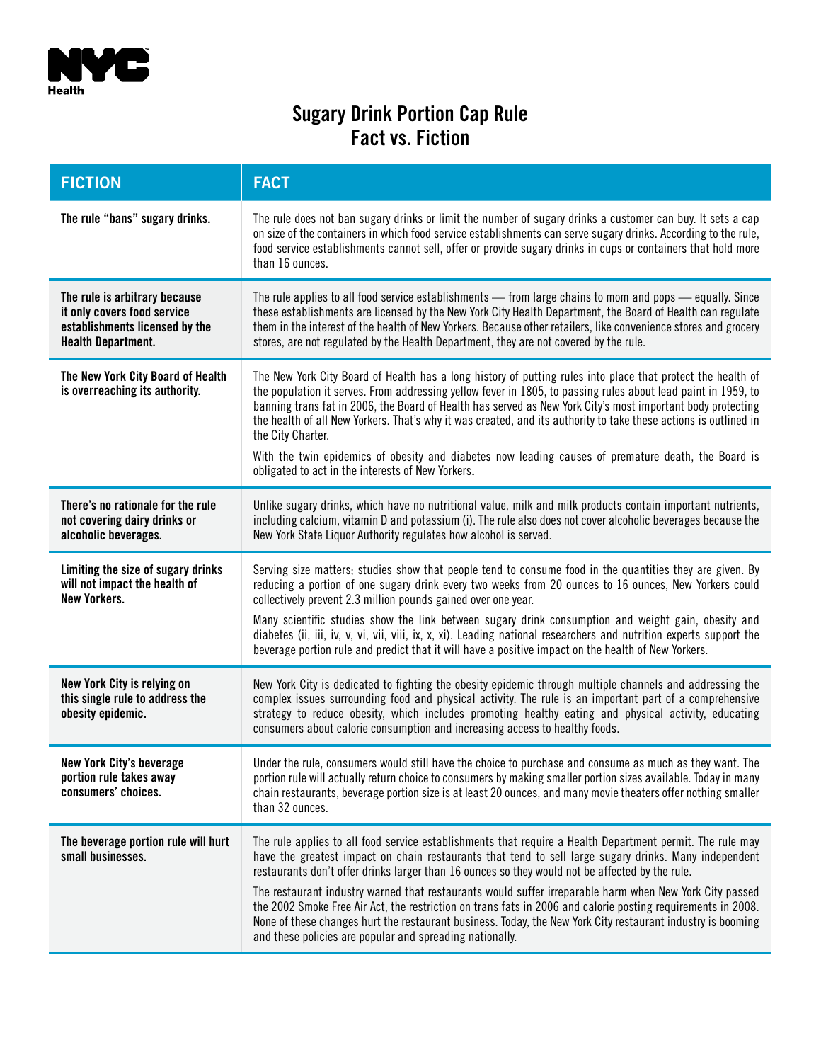NYC Health

# Sugary Drink Portion Cap Rule
# Fact vs. Fiction

| FICTION | FACT |
| --- | --- |
| **The rule "bans" sugary drinks.** | The rule does not ban sugary drinks or limit the number of sugary drinks a customer can buy. It sets a cap on size of the containers in which food service establishments can serve sugary drinks. According to the rule, food service establishments cannot sell, offer or provide sugary drinks in cups or containers that hold more than 16 ounces. |
| **The rule is arbitrary because it only covers food service establishments licensed by the Health Department.** | The rule applies to all food service establishments — from large chains to mom and pops — equally. Since these establishments are licensed by the New York City Health Department, the Board of Health can regulate them in the interest of the health of New Yorkers. Because other retailers, like convenience stores and grocery stores, are not regulated by the Health Department, they are not covered by the rule. |
| **The New York City Board of Health is overreaching its authority.** | The New York City Board of Health has a long history of putting rules into place that protect the health of the population it serves. From addressing yellow fever in 1805, to passing rules about lead paint in 1959, to banning trans fat in 2006, the Board of Health has served as New York City's most important body protecting the health of all New Yorkers. That's why it was created, and its authority to take these actions is outlined in the City Charter.<br><br>With the twin epidemics of obesity and diabetes now leading causes of premature death, the Board is obligated to act in the interests of New Yorkers. |
| **There's no rationale for the rule not covering dairy drinks or alcoholic beverages.** | Unlike sugary drinks, which have no nutritional value, milk and milk products contain important nutrients, including calcium, vitamin D and potassium (i). The rule also does not cover alcoholic beverages because the New York State Liquor Authority regulates how alcohol is served. |
| **Limiting the size of sugary drinks will not impact the health of New Yorkers.** | Serving size matters; studies show that people tend to consume food in the quantities they are given. By reducing a portion of one sugary drink every two weeks from 20 ounces to 16 ounces, New Yorkers could collectively prevent 2.3 million pounds gained over one year.<br><br>Many scientific studies show the link between sugary drink consumption and weight gain, obesity and diabetes (ii, iii, iv, v, vi, vii, viii, ix, x, xi). Leading national researchers and nutrition experts support the beverage portion rule and predict that it will have a positive impact on the health of New Yorkers. |
| **New York City is relying on this single rule to address the obesity epidemic.** | New York City is dedicated to fighting the obesity epidemic through multiple channels and addressing the complex issues surrounding food and physical activity. The rule is an important part of a comprehensive strategy to reduce obesity, which includes promoting healthy eating and physical activity, educating consumers about calorie consumption and increasing access to healthy foods. |
| **New York City's beverage portion rule takes away consumers' choices.** | Under the rule, consumers would still have the choice to purchase and consume as much as they want. The portion rule will actually return choice to consumers by making smaller portion sizes available. Today in many chain restaurants, beverage portion size is at least 20 ounces, and many movie theaters offer nothing smaller than 32 ounces. |
| **The beverage portion rule will hurt small businesses.** | The rule applies to all food service establishments that require a Health Department permit. The rule may have the greatest impact on chain restaurants that tend to sell large sugary drinks. Many independent restaurants don't offer drinks larger than 16 ounces so they would not be affected by the rule.<br><br>The restaurant industry warned that restaurants would suffer irreparable harm when New York City passed the 2002 Smoke Free Air Act, the restriction on trans fats in 2006 and calorie posting requirements in 2008. None of these changes hurt the restaurant business. Today, the New York City restaurant industry is booming and these policies are popular and spreading nationally. |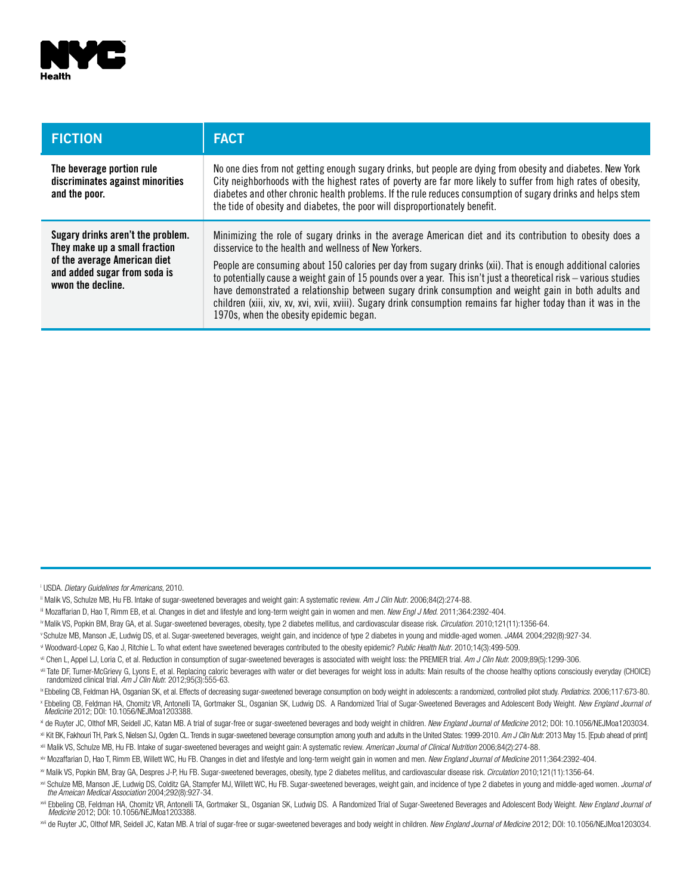NYC Health

| FICTION | FACT |
| --- | --- |
| **The beverage portion rule discriminates against minorities and the poor.** | No one dies from not getting enough sugary drinks, but people are dying from obesity and diabetes. New York City neighborhoods with the highest rates of poverty are far more likely to suffer from high rates of obesity, diabetes and other chronic health problems. If the rule reduces consumption of sugary drinks and helps stem the tide of obesity and diabetes, the poor will disproportionately benefit. |
| **Sugary drinks aren't the problem. They make up a small fraction of the average American diet and added sugar from soda is wwon the decline.** | Minimizing the role of sugary drinks in the average American diet and its contribution to obesity does a disservice to the health and wellness of New Yorkers.<br><br>People are consuming about 150 calories per day from sugary drinks (xii). That is enough additional calories to potentially cause a weight gain of 15 pounds over a year. This isn't just a theoretical risk – various studies have demonstrated a relationship between sugary drink consumption and weight gain in both adults and children (xiii, xiv, xv, xvi, xvii, xviii). Sugary drink consumption remains far higher today than it was in the 1970s, when the obesity epidemic began. |

[i] USDA. *Dietary Guidelines for Americans*, 2010.

[ii] Malik VS, Schulze MB, Hu FB. Intake of sugar-sweetened beverages and weight gain: A systematic review. *Am J Clin Nutr*. 2006;84(2):274-88.

[iii] Mozaffarian D, Hao T, Rimm EB, et al. Changes in diet and lifestyle and long-term weight gain in women and men. *New Engl J Med*. 2011;364:2392-404.

[iv] Malik VS, Popkin BM, Bray GA, et al. Sugar-sweetened beverages, obesity, type 2 diabetes mellitus, and cardiovascular disease risk. *Circulation*. 2010;121(11):1356-64.

[v] Schulze MB, Manson JE, Ludwig DS, et al. Sugar-sweetened beverages, weight gain, and incidence of type 2 diabetes in young and middle-aged women. *JAMA*. 2004;292(8):927-34.

[vi] Woodward-Lopez G, Kao J, Ritchie L. To what extent have sweetened beverages contributed to the obesity epidemic? *Public Health Nutr*. 2010;14(3):499-509.

[vii] Chen L, Appel LJ, Loria C, et al. Reduction in consumption of sugar-sweetened beverages is associated with weight loss: the PREMIER trial. *Am J Clin Nutr*. 2009;89(5):1299-306.

[viii] Tate DF, Turner-McGrievy G, Lyons E, et al. Replacing caloric beverages with water or diet beverages for weight loss in adults: Main results of the choose healthy options consciously everyday (CHOICE) randomized clinical trial. *Am J Clin Nutr*. 2012;95(3):555-63.

[ix] Ebbeling CB, Feldman HA, Osganian SK, et al. Effects of decreasing sugar-sweetened beverage consumption on body weight in adolescents: a randomized, controlled pilot study. *Pediatrics*. 2006;117:673-80.

[x] Ebbeling CB, Feldman HA, Chomitz VR, Antonelli TA, Gortmaker SL, Osganian SK, Ludwig DS. A Randomized Trial of Sugar-Sweetened Beverages and Adolescent Body Weight. *New England Journal of Medicine* 2012; DOI: 10.1056/NEJMoa1203388.

[xi] de Ruyter JC, Olthof MR, Seidell JC, Katan MB. A trial of sugar-free or sugar-sweetened beverages and body weight in children. *New England Journal of Medicine* 2012; DOI: 10.1056/NEJMoa1203034.

[xii] Kit BK, Fakhouri TH, Park S, Nielsen SJ, Ogden CL. Trends in sugar-sweetened beverage consumption among youth and adults in the United States: 1999-2010. *Am J Clin Nutr.* 2013 May 15. [Epub ahead of print]

[xiii] Malik VS, Schulze MB, Hu FB. Intake of sugar-sweetened beverages and weight gain: A systematic review. *American Journal of Clinical Nutrition* 2006;84(2):274-88.

[xiv] Mozaffarian D, Hao T, Rimm EB, Willett WC, Hu FB. Changes in diet and lifestyle and long-term weight gain in women and men. *New England Journal of Medicine* 2011;364:2392-404.

[xv] Malik VS, Popkin BM, Bray GA, Despres J-P, Hu FB. Sugar-sweetened beverages, obesity, type 2 diabetes mellitus, and cardiovascular disease risk. *Circulation* 2010;121(11):1356-64.

[xvi] Schulze MB, Manson JE, Ludwig DS, Colditz GA, Stampfer MJ, Willett WC, Hu FB. Sugar-sweetened beverages, weight gain, and incidence of type 2 diabetes in young and middle-aged women. *Journal of the Ameican Medical Association* 2004;292(8):927-34.

[xvii] Ebbeling CB, Feldman HA, Chomitz VR, Antonelli TA, Gortmaker SL, Osganian SK, Ludwig DS. A Randomized Trial of Sugar-Sweetened Beverages and Adolescent Body Weight. *New England Journal of Medicine* 2012; DOI: 10.1056/NEJMoa1203388.

[xviii] de Ruyter JC, Olthof MR, Seidell JC, Katan MB. A trial of sugar-free or sugar-sweetened beverages and body weight in children. *New England Journal of Medicine* 2012; DOI: 10.1056/NEJMoa1203034.